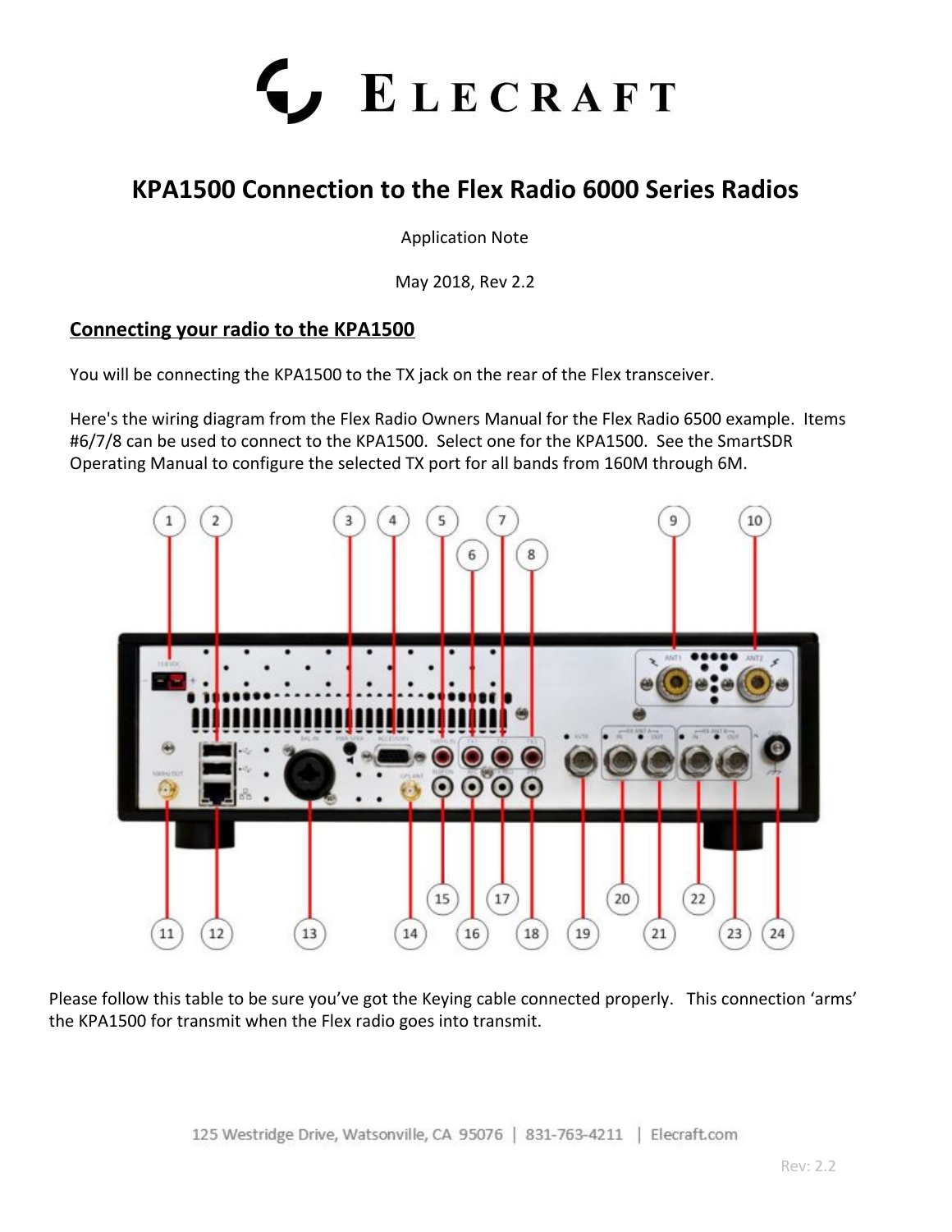# ELECRAFT

## KPA1500 Connection to the Flex Radio 6000 Series Radios

Application Note

May 2018, Rev 2.2

### Connecting your radio to the KPA1500

You will be connecting the KPA1500 to the TX jack on the rear of the Flex transceiver.

Here's the wiring diagram from the Flex Radio Owners Manual for the Flex Radio 6500 example. Items #6/7/8 can be used to connect to the KPA1500. Select one for the KPA1500. See the SmartSDR Operating Manual to configure the selected TX port for all bands from 160M through 6M.

Please follow this table to be sure you've got the Keying cable connected properly. This connection 'arms' the KPA1500 for transmit when the Flex radio goes into transmit.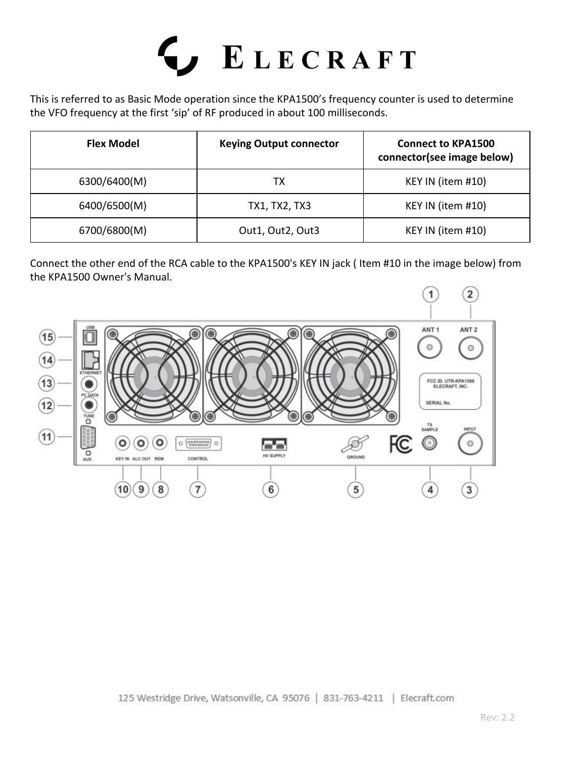This is referred to as Basic Mode operation since the KPA1500's frequency counter is used to determine the VFO frequency at the first 'sip' of RF produced in about 100 milliseconds.

| Flex Model | Keying Output connector | Connect to KPA1500 connector(see image below) |
|---|---|---|
| 6300/6400(M) | TX | KEY IN (item #10) |
| 6400/6500(M) | TX1, TX2, TX3 | KEY IN (item #10) |
| 6700/6800(M) | Out1, Out2, Out3 | KEY IN (item #10) |

Connect the other end of the RCA cable to the KPA1500's KEY IN jack ( Item #10 in the image below) from the KPA1500 Owner's Manual.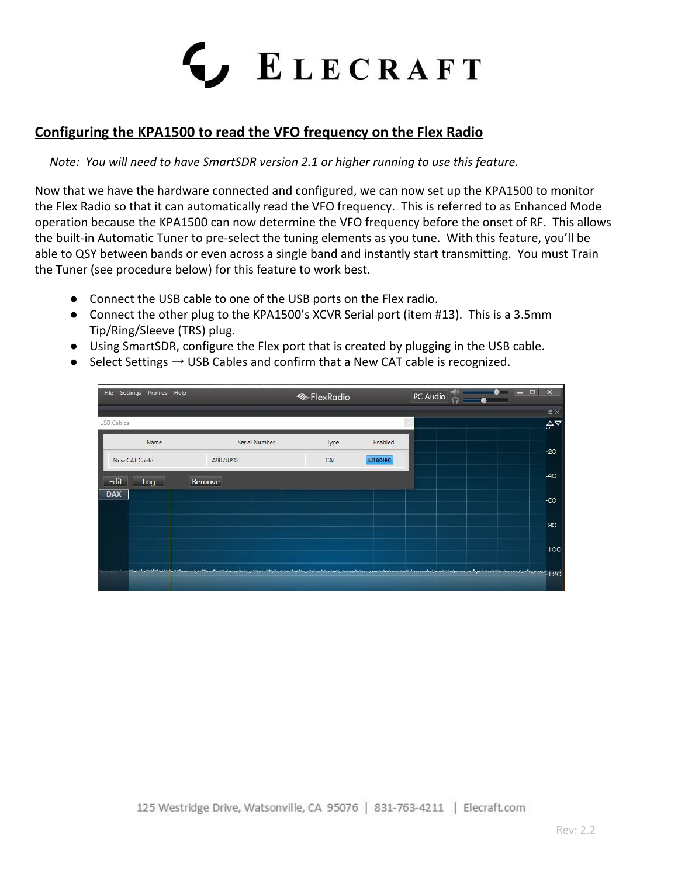## Configuring the KPA1500 to read the VFO frequency on the Flex Radio

*Note: You will need to have SmartSDR version 2.1 or higher running to use this feature.*

Now that we have the hardware connected and configured, we can now set up the KPA1500 to monitor the Flex Radio so that it can automatically read the VFO frequency. This is referred to as Enhanced Mode operation because the KPA1500 can now determine the VFO frequency before the onset of RF. This allows the built-in Automatic Tuner to pre-select the tuning elements as you tune. With this feature, you'll be able to QSY between bands or even across a single band and instantly start transmitting. You must Train the Tuner (see procedure below) for this feature to work best.

- Connect the USB cable to one of the USB ports on the Flex radio.
- Connect the other plug to the KPA1500's XCVR Serial port (item #13). This is a 3.5mm Tip/Ring/Sleeve (TRS) plug.
- Using SmartSDR, configure the Flex port that is created by plugging in the USB cable.
- Select Settings → USB Cables and confirm that a New CAT cable is recognized.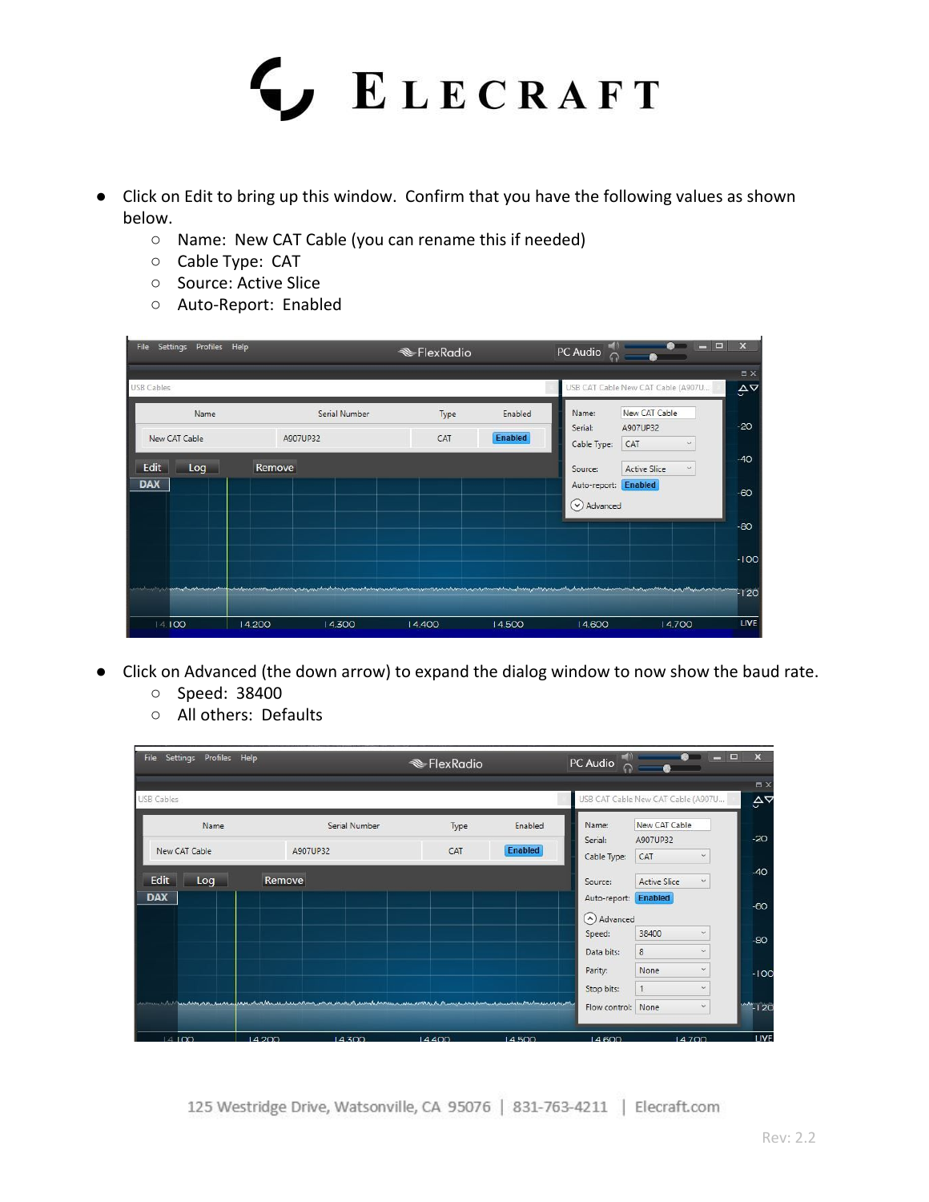- Click on Edit to bring up this window. Confirm that you have the following values as shown below.
  - Name: New CAT Cable (you can rename this if needed)
  - Cable Type: CAT
  - Source: Active Slice
  - Auto-Report: Enabled

- Click on Advanced (the down arrow) to expand the dialog window to now show the baud rate.
  - Speed: 38400
  - All others: Defaults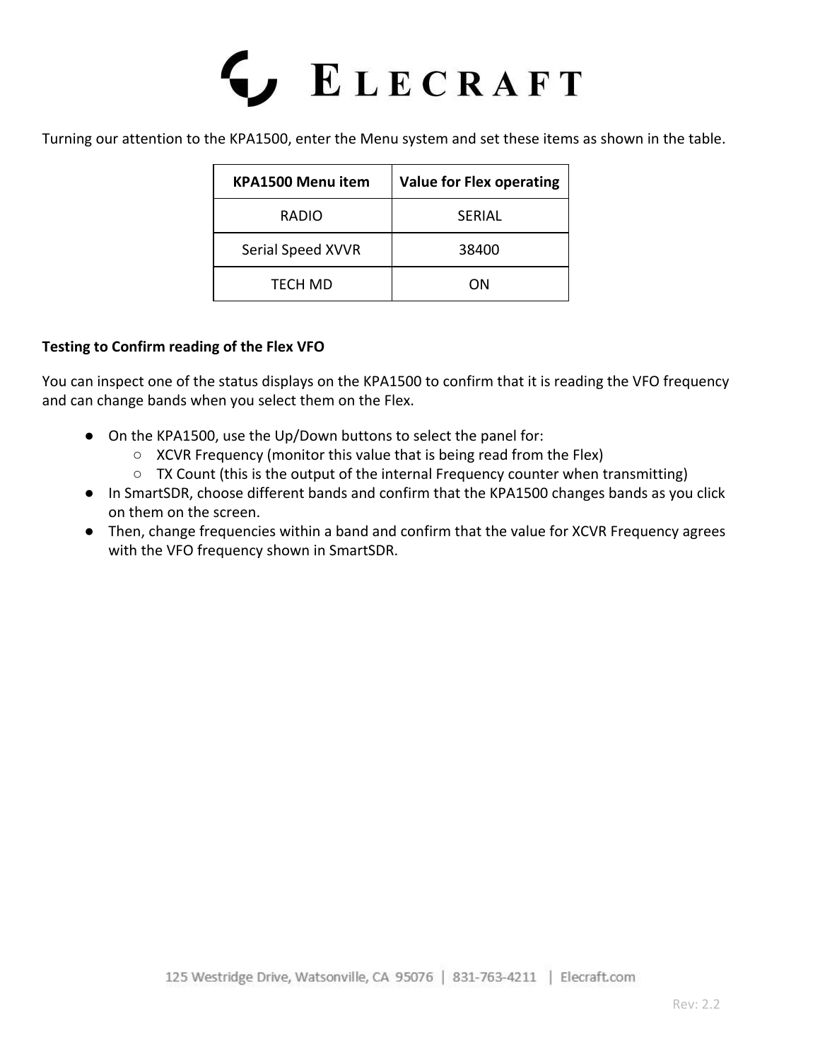Turning our attention to the KPA1500, enter the Menu system and set these items as shown in the table.

| KPA1500 Menu item | Value for Flex operating |
|---|---|
| RADIO | SERIAL |
| Serial Speed XVVR | 38400 |
| TECH MD | ON |

**Testing to Confirm reading of the Flex VFO**

You can inspect one of the status displays on the KPA1500 to confirm that it is reading the VFO frequency and can change bands when you select them on the Flex.

- On the KPA1500, use the Up/Down buttons to select the panel for:
  - XCVR Frequency (monitor this value that is being read from the Flex)
  - TX Count (this is the output of the internal Frequency counter when transmitting)
- In SmartSDR, choose different bands and confirm that the KPA1500 changes bands as you click on them on the screen.
- Then, change frequencies within a band and confirm that the value for XCVR Frequency agrees with the VFO frequency shown in SmartSDR.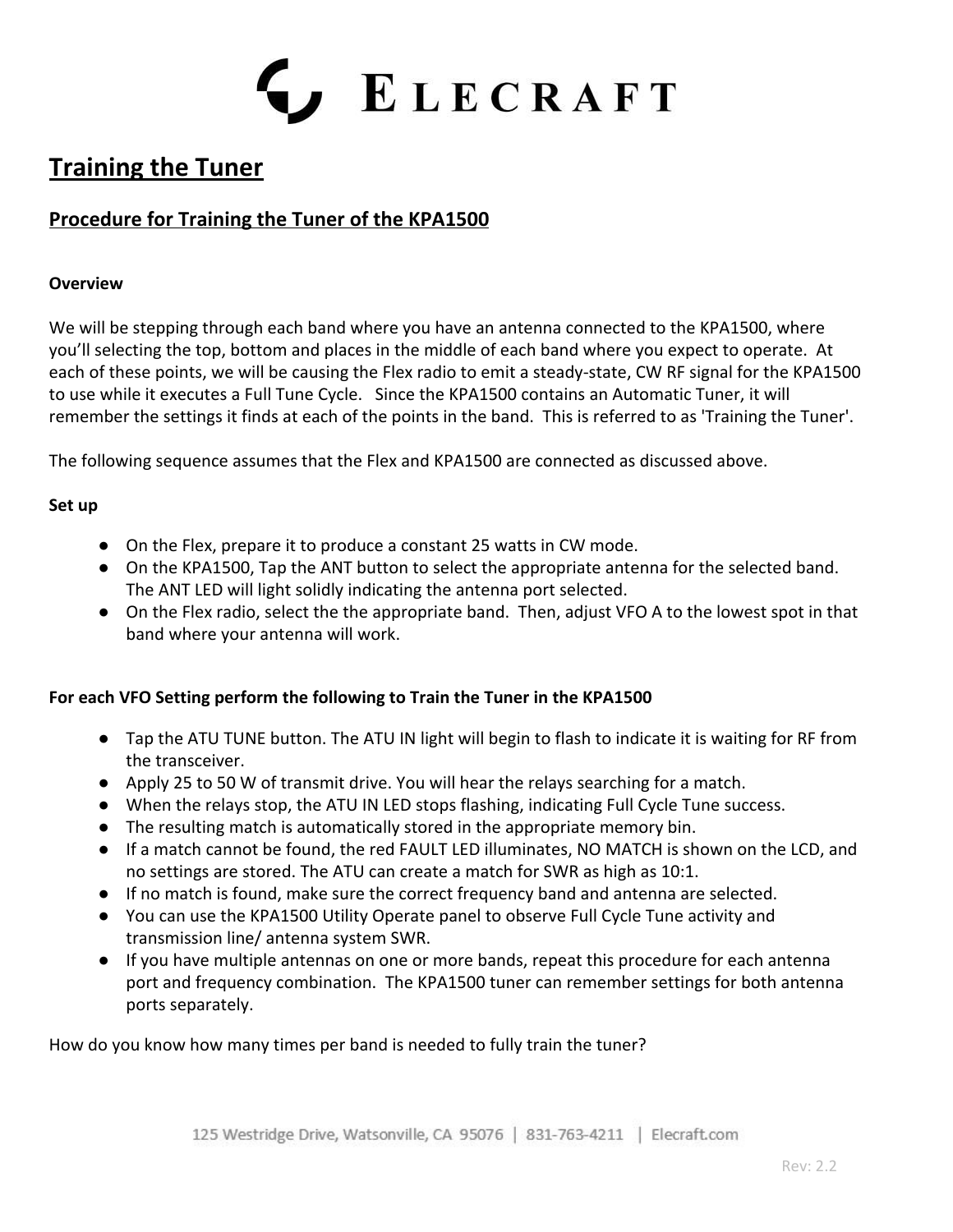# Training the Tuner

## Procedure for Training the Tuner of the KPA1500

**Overview**

We will be stepping through each band where you have an antenna connected to the KPA1500, where you'll selecting the top, bottom and places in the middle of each band where you expect to operate. At each of these points, we will be causing the Flex radio to emit a steady-state, CW RF signal for the KPA1500 to use while it executes a Full Tune Cycle. Since the KPA1500 contains an Automatic Tuner, it will remember the settings it finds at each of the points in the band. This is referred to as 'Training the Tuner'.

The following sequence assumes that the Flex and KPA1500 are connected as discussed above.

**Set up**

- On the Flex, prepare it to produce a constant 25 watts in CW mode.
- On the KPA1500, Tap the ANT button to select the appropriate antenna for the selected band. The ANT LED will light solidly indicating the antenna port selected.
- On the Flex radio, select the the appropriate band. Then, adjust VFO A to the lowest spot in that band where your antenna will work.

**For each VFO Setting perform the following to Train the Tuner in the KPA1500**

- Tap the ATU TUNE button. The ATU IN light will begin to flash to indicate it is waiting for RF from the transceiver.
- Apply 25 to 50 W of transmit drive. You will hear the relays searching for a match.
- When the relays stop, the ATU IN LED stops flashing, indicating Full Cycle Tune success.
- The resulting match is automatically stored in the appropriate memory bin.
- If a match cannot be found, the red FAULT LED illuminates, NO MATCH is shown on the LCD, and no settings are stored. The ATU can create a match for SWR as high as 10:1.
- If no match is found, make sure the correct frequency band and antenna are selected.
- You can use the KPA1500 Utility Operate panel to observe Full Cycle Tune activity and transmission line/ antenna system SWR.
- If you have multiple antennas on one or more bands, repeat this procedure for each antenna port and frequency combination. The KPA1500 tuner can remember settings for both antenna ports separately.

How do you know how many times per band is needed to fully train the tuner?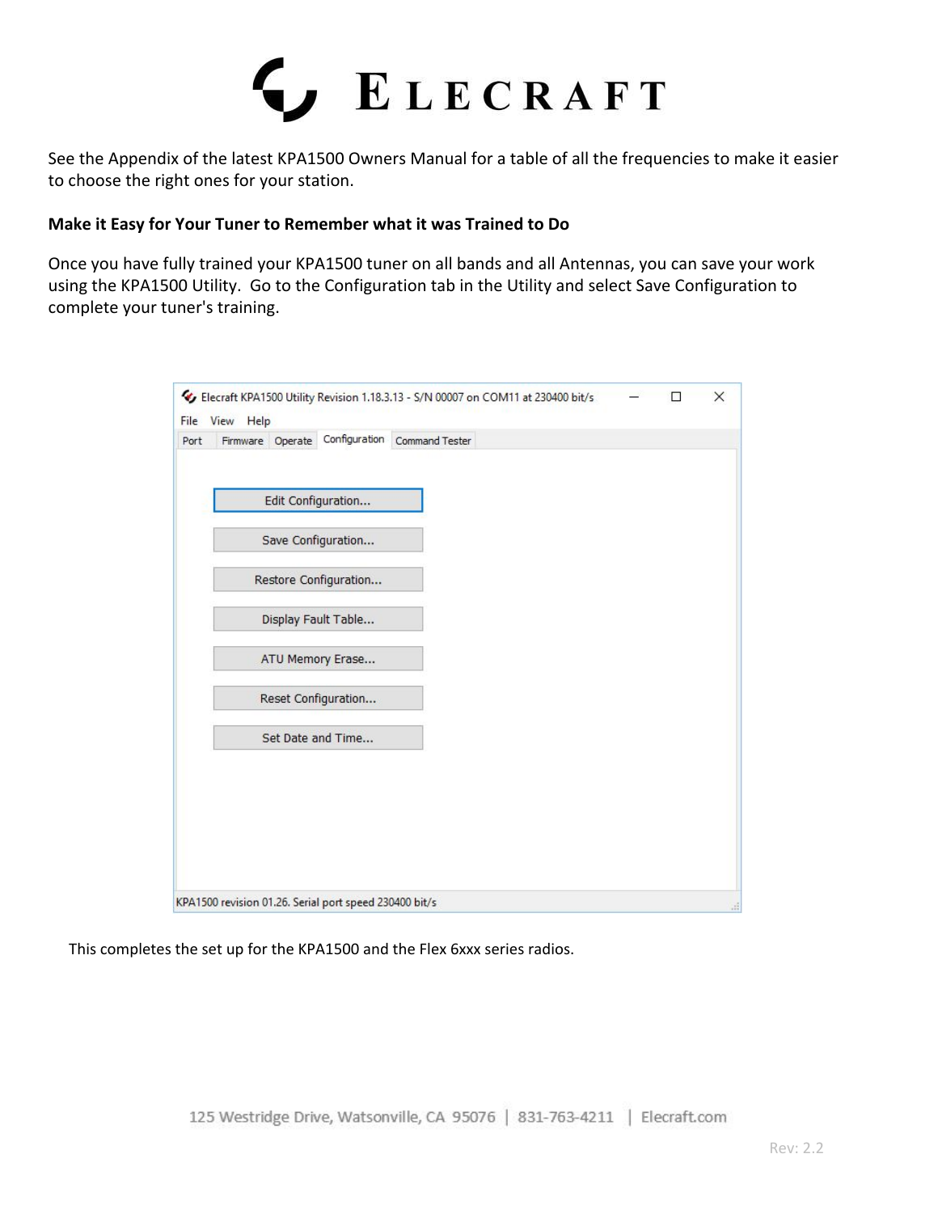See the Appendix of the latest KPA1500 Owners Manual for a table of all the frequencies to make it easier to choose the right ones for your station.

**Make it Easy for Your Tuner to Remember what it was Trained to Do**

Once you have fully trained your KPA1500 tuner on all bands and all Antennas, you can save your work using the KPA1500 Utility. Go to the Configuration tab in the Utility and select Save Configuration to complete your tuner's training.

This completes the set up for the KPA1500 and the Flex 6xxx series radios.